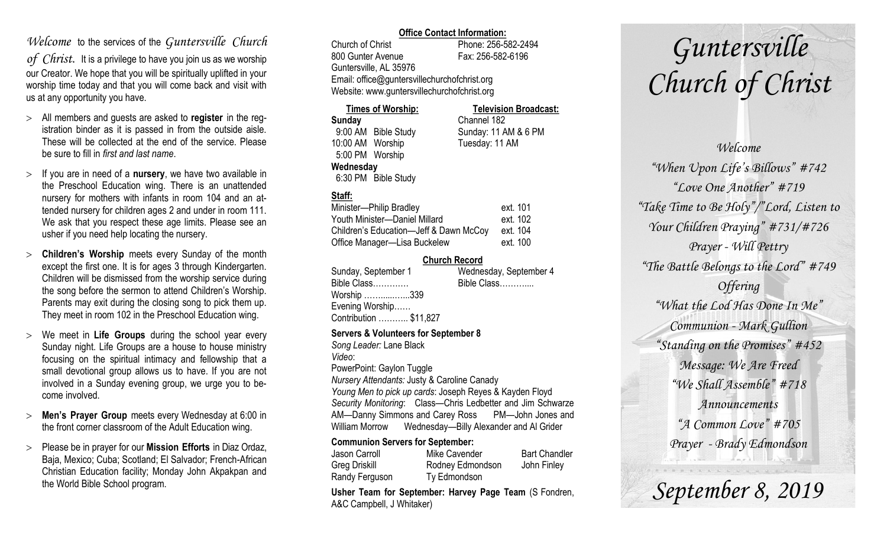*Welcome* to the services of the *Guntersville Church of Christ.* It is a privilege to have you join us as we worship our Creator. We hope that you will be spiritually uplifted in your worship time today and that you will come back and visit with us at any opportunity you have.

- All members and guests are asked to **register** in the registration binder as it is passed in from the outside aisle. These will be collected at the end of the service. Please be sure to fill in *first and last name*.
- If you are in need of a **nursery**, we have two available in the Preschool Education wing. There is an unattended nursery for mothers with infants in room 104 and an attended nursery for children ages 2 and under in room 111. We ask that you respect these age limits. Please see an usher if you need help locating the nursery.
- **Children's Worship** meets every Sunday of the month except the first one. It is for ages 3 through Kindergarten. Children will be dismissed from the worship service during the song before the sermon to attend Children's Worship. Parents may exit during the closing song to pick them up. They meet in room 102 in the Preschool Education wing.
- We meet in **Life Groups** during the school year every Sunday night. Life Groups are a house to house ministry focusing on the spiritual intimacy and fellowship that a small devotional group allows us to have. If you are not involved in a Sunday evening group, we urge you to become involved.
- **Men's Prayer Group** meets every Wednesday at 6:00 in the front corner classroom of the Adult Education wing.
- Please be in prayer for our **Mission Efforts** in Diaz Ordaz, Baja, Mexico; Cuba; Scotland; El Salvador; French-African Christian Education facility; Monday John Akpakpan and the World Bible School program.

**Office Contact Information:**

Church of Christ — Phone: 256-582-2494
800 Gunter Avenue — Fax: 256-582-6196
Guntersville, AL 35976
Email: office@guntersvillechurchofchrist.org
Website: www.guntersvillechurchofchrist.org

**Times of Worship:**

**Sunday**
9:00 AM Bible Study
10:00 AM Worship
5:00 PM Worship
**Wednesday**
6:30 PM Bible Study

**Television Broadcast:**

Channel 182
Sunday: 11 AM & 6 PM
Tuesday: 11 AM

**Staff:**

| | |
|---|---|
| Minister—Philip Bradley | ext. 101 |
| Youth Minister—Daniel Millard | ext. 102 |
| Children's Education—Jeff & Dawn McCoy | ext. 104 |
| Office Manager—Lisa Buckelew | ext. 100 |

**Church Record**

| Sunday, September 1 | Wednesday, September 4 |
|---|---|
| Bible Class………… | Bible Class……….... |
| Worship ……......…..339 | |
| Evening Worship…… | |
| Contribution ……….. $11,827 | |

**Servers & Volunteers for September 8**

*Song Leader:* Lane Black
*Video*:
PowerPoint: Gaylon Tuggle
*Nursery Attendants:* Justy & Caroline Canady
*Young Men to pick up cards*: Joseph Reyes & Kayden Floyd
*Security Monitoring*: Class—Chris Ledbetter and Jim Schwarze AM—Danny Simmons and Carey Ross PM—John Jones and William Morrow Wednesday—Billy Alexander and Al Grider

**Communion Servers for September:**

| | | |
|---|---|---|
| Jason Carroll | Mike Cavender | Bart Chandler |
| Greg Driskill | Rodney Edmondson | John Finley |
| Randy Ferguson | Ty Edmondson | |

**Usher Team for September: Harvey Page Team** (S Fondren, A&C Campbell, J Whitaker)

# *Guntersville Church of Christ*

*Welcome*
*"When Upon Life's Billows" #742*
*"Love One Another" #719*
*"Take Time to Be Holy"/"Lord, Listen to Your Children Praying" #731/#726*
*Prayer - Will Pettry*
*"The Battle Belongs to the Lord" #749*
*Offering*
*"What the Lod Has Done In Me"*
*Communion - Mark Gullion*
*"Standing on the Promises" #452*
*Message: We Are Freed*
*"We Shall Assemble" #718*
*Announcements*
*"A Common Love" #705*
*Prayer - Brady Edmondson*

## *September 8, 2019*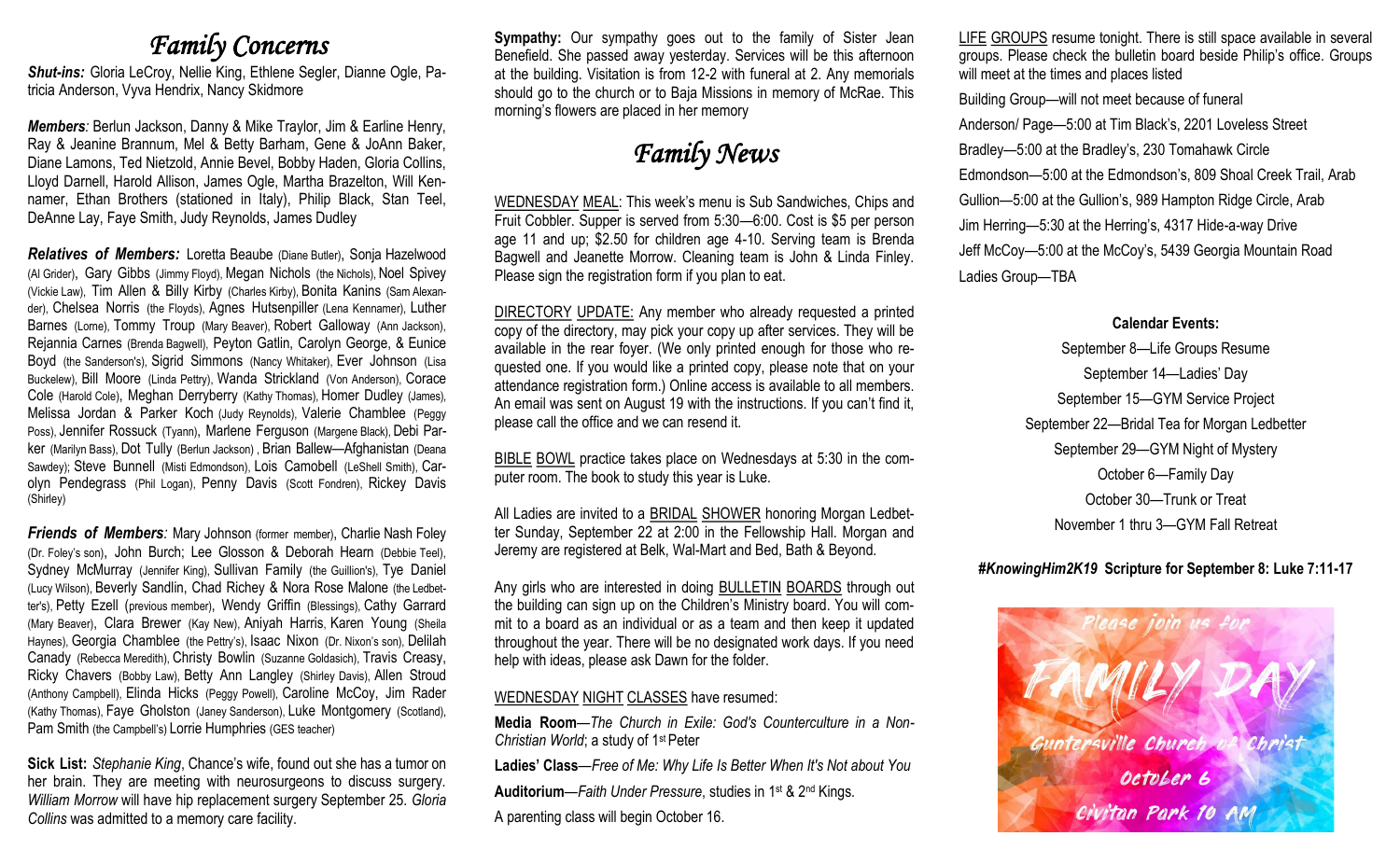# Family Concerns

***Shut-ins:*** Gloria LeCroy, Nellie King, Ethlene Segler, Dianne Ogle, Patricia Anderson, Vyva Hendrix, Nancy Skidmore

***Members:*** Berlun Jackson, Danny & Mike Traylor, Jim & Earline Henry, Ray & Jeanine Brannum, Mel & Betty Barham, Gene & JoAnn Baker, Diane Lamons, Ted Nietzold, Annie Bevel, Bobby Haden, Gloria Collins, Lloyd Darnell, Harold Allison, James Ogle, Martha Brazelton, Will Kennamer, Ethan Brothers (stationed in Italy), Philip Black, Stan Teel, DeAnne Lay, Faye Smith, Judy Reynolds, James Dudley

***Relatives of Members:*** Loretta Beaube (Diane Butler), Sonja Hazelwood (Al Grider), Gary Gibbs (Jimmy Floyd), Megan Nichols (the Nichols), Noel Spivey (Vickie Law), Tim Allen & Billy Kirby (Charles Kirby), Bonita Kanins (Sam Alexander), Chelsea Norris (the Floyds), Agnes Hutsenpiller (Lena Kennamer), Luther Barnes (Lorne), Tommy Troup (Mary Beaver), Robert Galloway (Ann Jackson), Rejannia Carnes (Brenda Bagwell), Peyton Gatlin, Carolyn George, & Eunice Boyd (the Sanderson's), Sigrid Simmons (Nancy Whitaker), Ever Johnson (Lisa Buckelew), Bill Moore (Linda Pettry), Wanda Strickland (Von Anderson), Corace Cole (Harold Cole), Meghan Derryberry (Kathy Thomas), Homer Dudley (James), Melissa Jordan & Parker Koch (Judy Reynolds), Valerie Chamblee (Peggy Poss), Jennifer Rossuck (Tyann), Marlene Ferguson (Margene Black), Debi Parker (Marilyn Bass), Dot Tully (Berlun Jackson) , Brian Ballew—Afghanistan (Deana Sawdey); Steve Bunnell (Misti Edmondson), Lois Camobell (LeShell Smith), Carolyn Pendegrass (Phil Logan), Penny Davis (Scott Fondren), Rickey Davis (Shirley)

***Friends of Members:*** Mary Johnson (former member), Charlie Nash Foley (Dr. Foley's son), John Burch; Lee Glosson & Deborah Hearn (Debbie Teel), Sydney McMurray (Jennifer King), Sullivan Family (the Guillion's), Tye Daniel (Lucy Wilson), Beverly Sandlin, Chad Richey & Nora Rose Malone (the Ledbetter's), Petty Ezell (previous member), Wendy Griffin (Blessings), Cathy Garrard (Mary Beaver), Clara Brewer (Kay New), Aniyah Harris, Karen Young (Sheila Haynes), Georgia Chamblee (the Pettry's), Isaac Nixon (Dr. Nixon's son), Delilah Canady (Rebecca Meredith), Christy Bowlin (Suzanne Goldasich), Travis Creasy, Ricky Chavers (Bobby Law), Betty Ann Langley (Shirley Davis), Allen Stroud (Anthony Campbell), Elinda Hicks (Peggy Powell), Caroline McCoy, Jim Rader (Kathy Thomas), Faye Gholston (Janey Sanderson), Luke Montgomery (Scotland), Pam Smith (the Campbell's) Lorrie Humphries (GES teacher)

**Sick List:** *Stephanie King*, Chance's wife, found out she has a tumor on her brain. They are meeting with neurosurgeons to discuss surgery. *William Morrow* will have hip replacement surgery September 25. *Gloria Collins* was admitted to a memory care facility.

**Sympathy:** Our sympathy goes out to the family of Sister Jean Benefield. She passed away yesterday. Services will be this afternoon at the building. Visitation is from 12-2 with funeral at 2. Any memorials should go to the church or to Baja Missions in memory of McRae. This morning's flowers are placed in her memory

# Family News

WEDNESDAY MEAL: This week's menu is Sub Sandwiches, Chips and Fruit Cobbler. Supper is served from 5:30—6:00. Cost is $5 per person age 11 and up; $2.50 for children age 4-10. Serving team is Brenda Bagwell and Jeanette Morrow. Cleaning team is John & Linda Finley. Please sign the registration form if you plan to eat.

DIRECTORY UPDATE: Any member who already requested a printed copy of the directory, may pick your copy up after services. They will be available in the rear foyer. (We only printed enough for those who requested one. If you would like a printed copy, please note that on your attendance registration form.) Online access is available to all members. An email was sent on August 19 with the instructions. If you can't find it, please call the office and we can resend it.

BIBLE BOWL practice takes place on Wednesdays at 5:30 in the computer room. The book to study this year is Luke.

All Ladies are invited to a BRIDAL SHOWER honoring Morgan Ledbetter Sunday, September 22 at 2:00 in the Fellowship Hall. Morgan and Jeremy are registered at Belk, Wal-Mart and Bed, Bath & Beyond.

Any girls who are interested in doing BULLETIN BOARDS through out the building can sign up on the Children's Ministry board. You will commit to a board as an individual or as a team and then keep it updated throughout the year. There will be no designated work days. If you need help with ideas, please ask Dawn for the folder.

WEDNESDAY NIGHT CLASSES have resumed:

**Media Room**—*The Church in Exile: God's Counterculture in a Non-Christian World*; a study of 1st Peter

**Ladies' Class**—*Free of Me: Why Life Is Better When It's Not about You*

**Auditorium**—*Faith Under Pressure*, studies in 1st & 2nd Kings.

A parenting class will begin October 16.

LIFE GROUPS resume tonight. There is still space available in several groups. Please check the bulletin board beside Philip's office. Groups will meet at the times and places listed

Building Group—will not meet because of funeral

Anderson/ Page—5:00 at Tim Black's, 2201 Loveless Street

Bradley—5:00 at the Bradley's, 230 Tomahawk Circle

Edmondson—5:00 at the Edmondson's, 809 Shoal Creek Trail, Arab

Gullion—5:00 at the Gullion's, 989 Hampton Ridge Circle, Arab

Jim Herring—5:30 at the Herring's, 4317 Hide-a-way Drive

Jeff McCoy—5:00 at the McCoy's, 5439 Georgia Mountain Road

Ladies Group—TBA

**Calendar Events:**

September 8—Life Groups Resume

September 14—Ladies' Day

September 15—GYM Service Project

September 22—Bridal Tea for Morgan Ledbetter

September 29—GYM Night of Mystery

October 6—Family Day

October 30—Trunk or Treat

November 1 thru 3—GYM Fall Retreat

***#KnowingHim2K19* Scripture for September 8: Luke 7:11-17**

Please join us for FAMILY DAY
Guntersville Church of Christ
October 6
Civitan Park 10 AM